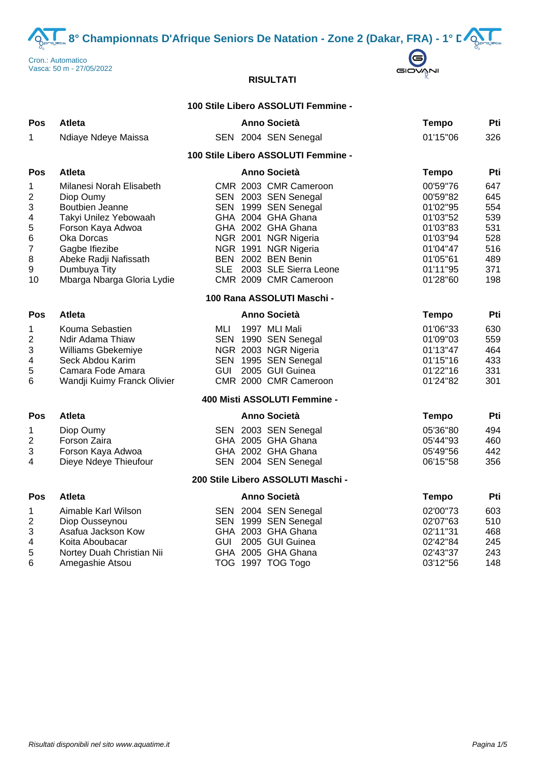# 8° Championnats D'Afrique Seniors De Natation - Zone 2 (Dakar, FRA) - 1° D

Cron.: Automatico
Vasca: 50 m - 27/05/2022

**RISULTATI**

### 100 Stile Libero ASSOLUTI Femmine -

| Pos | Atleta | | Anno | Società | Tempo | Pti |
|---|---|---|---|---|---|---|
| 1 | Ndiaye Ndeye Maissa | SEN | 2004 | SEN Senegal | 01'15"06 | 326 |

### 100 Stile Libero ASSOLUTI Femmine -

| Pos | Atleta | | Anno | Società | Tempo | Pti |
|---|---|---|---|---|---|---|
| 1 | Milanesi Norah Elisabeth | CMR | 2003 | CMR Cameroon | 00'59"76 | 647 |
| 2 | Diop Oumy | SEN | 2003 | SEN Senegal | 00'59"82 | 645 |
| 3 | Boutbien Jeanne | SEN | 1999 | SEN Senegal | 01'02"95 | 554 |
| 4 | Takyi Unilez Yebowaah | GHA | 2004 | GHA Ghana | 01'03"52 | 539 |
| 5 | Forson Kaya Adwoa | GHA | 2002 | GHA Ghana | 01'03"83 | 531 |
| 6 | Oka Dorcas | NGR | 2001 | NGR Nigeria | 01'03"94 | 528 |
| 7 | Gagbe Ifiezibe | NGR | 1991 | NGR Nigeria | 01'04"47 | 516 |
| 8 | Abeke Radji Nafissath | BEN | 2002 | BEN Benin | 01'05"61 | 489 |
| 9 | Dumbuya Tity | SLE | 2003 | SLE Sierra Leone | 01'11"95 | 371 |
| 10 | Mbarga Nbarga Gloria Lydie | CMR | 2009 | CMR Cameroon | 01'28"60 | 198 |

### 100 Rana ASSOLUTI Maschi -

| Pos | Atleta | | Anno | Società | Tempo | Pti |
|---|---|---|---|---|---|---|
| 1 | Kouma Sebastien | MLI | 1997 | MLI Mali | 01'06"33 | 630 |
| 2 | Ndir Adama Thiaw | SEN | 1990 | SEN Senegal | 01'09"03 | 559 |
| 3 | Williams Gbekemiye | NGR | 2003 | NGR Nigeria | 01'13"47 | 464 |
| 4 | Seck Abdou Karim | SEN | 1995 | SEN Senegal | 01'15"16 | 433 |
| 5 | Camara Fode Amara | GUI | 2005 | GUI Guinea | 01'22"16 | 331 |
| 6 | Wandji Kuimy Franck Olivier | CMR | 2000 | CMR Cameroon | 01'24"82 | 301 |

### 400 Misti ASSOLUTI Femmine -

| Pos | Atleta | | Anno | Società | Tempo | Pti |
|---|---|---|---|---|---|---|
| 1 | Diop Oumy | SEN | 2003 | SEN Senegal | 05'36"80 | 494 |
| 2 | Forson Zaira | GHA | 2005 | GHA Ghana | 05'44"93 | 460 |
| 3 | Forson Kaya Adwoa | GHA | 2002 | GHA Ghana | 05'49"56 | 442 |
| 4 | Dieye Ndeye Thieufour | SEN | 2004 | SEN Senegal | 06'15"58 | 356 |

### 200 Stile Libero ASSOLUTI Maschi -

| Pos | Atleta | | Anno | Società | Tempo | Pti |
|---|---|---|---|---|---|---|
| 1 | Aimable Karl Wilson | SEN | 2004 | SEN Senegal | 02'00"73 | 603 |
| 2 | Diop Ousseynou | SEN | 1999 | SEN Senegal | 02'07"63 | 510 |
| 3 | Asafua Jackson Kow | GHA | 2003 | GHA Ghana | 02'11"31 | 468 |
| 4 | Koita Aboubacar | GUI | 2005 | GUI Guinea | 02'42"84 | 245 |
| 5 | Nortey Duah Christian Nii | GHA | 2005 | GHA Ghana | 02'43"37 | 243 |
| 6 | Amegashie Atsou | TOG | 1997 | TOG Togo | 03'12"56 | 148 |

*Risultati disponibili nel sito www.aquatime.it*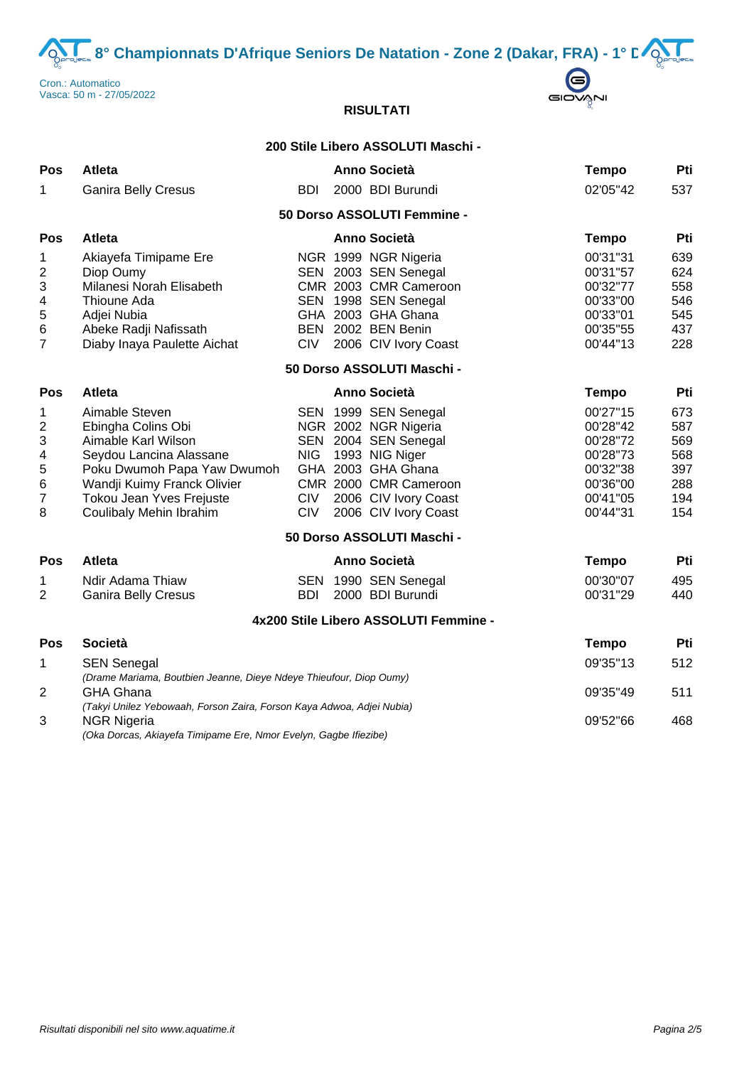Cron.: Automatico
Vasca: 50 m - 27/05/2022

## RISULTATI

### 200 Stile Libero ASSOLUTI Maschi -

| Pos | Atleta | | Anno | Società | Tempo | Pti |
|---|---|---|---|---|---|---|
| 1 | Ganira Belly Cresus | BDI | 2000 | BDI Burundi | 02'05"42 | 537 |

### 50 Dorso ASSOLUTI Femmine -

| Pos | Atleta | | Anno | Società | Tempo | Pti |
|---|---|---|---|---|---|---|
| 1 | Akiayefa Timipame Ere | NGR | 1999 | NGR Nigeria | 00'31"31 | 639 |
| 2 | Diop Oumy | SEN | 2003 | SEN Senegal | 00'31"57 | 624 |
| 3 | Milanesi Norah Elisabeth | CMR | 2003 | CMR Cameroon | 00'32"77 | 558 |
| 4 | Thioune Ada | SEN | 1998 | SEN Senegal | 00'33"00 | 546 |
| 5 | Adjei Nubia | GHA | 2003 | GHA Ghana | 00'33"01 | 545 |
| 6 | Abeke Radji Nafissath | BEN | 2002 | BEN Benin | 00'35"55 | 437 |
| 7 | Diaby Inaya Paulette Aichat | CIV | 2006 | CIV Ivory Coast | 00'44"13 | 228 |

### 50 Dorso ASSOLUTI Maschi -

| Pos | Atleta | | Anno | Società | Tempo | Pti |
|---|---|---|---|---|---|---|
| 1 | Aimable Steven | SEN | 1999 | SEN Senegal | 00'27"15 | 673 |
| 2 | Ebingha Colins Obi | NGR | 2002 | NGR Nigeria | 00'28"42 | 587 |
| 3 | Aimable Karl Wilson | SEN | 2004 | SEN Senegal | 00'28"72 | 569 |
| 4 | Seydou Lancina Alassane | NIG | 1993 | NIG Niger | 00'28"73 | 568 |
| 5 | Poku Dwumoh Papa Yaw Dwumoh | GHA | 2003 | GHA Ghana | 00'32"38 | 397 |
| 6 | Wandji Kuimy Franck Olivier | CMR | 2000 | CMR Cameroon | 00'36"00 | 288 |
| 7 | Tokou Jean Yves Frejuste | CIV | 2006 | CIV Ivory Coast | 00'41"05 | 194 |
| 8 | Coulibaly Mehin Ibrahim | CIV | 2006 | CIV Ivory Coast | 00'44"31 | 154 |

### 50 Dorso ASSOLUTI Maschi -

| Pos | Atleta | | Anno | Società | Tempo | Pti |
|---|---|---|---|---|---|---|
| 1 | Ndir Adama Thiaw | SEN | 1990 | SEN Senegal | 00'30"07 | 495 |
| 2 | Ganira Belly Cresus | BDI | 2000 | BDI Burundi | 00'31"29 | 440 |

### 4x200 Stile Libero ASSOLUTI Femmine -

| Pos | Società | Tempo | Pti |
|---|---|---|---|
| 1 | SEN Senegal<br>*(Drame Mariama, Boutbien Jeanne, Dieye Ndeye Thieufour, Diop Oumy)* | 09'35"13 | 512 |
| 2 | GHA Ghana<br>*(Takyi Unilez Yebowaah, Forson Zaira, Forson Kaya Adwoa, Adjei Nubia)* | 09'35"49 | 511 |
| 3 | NGR Nigeria<br>*(Oka Dorcas, Akiayefa Timipame Ere, Nmor Evelyn, Gagbe Ifiezibe)* | 09'52"66 | 468 |

*Risultati disponibili nel sito www.aquatime.it*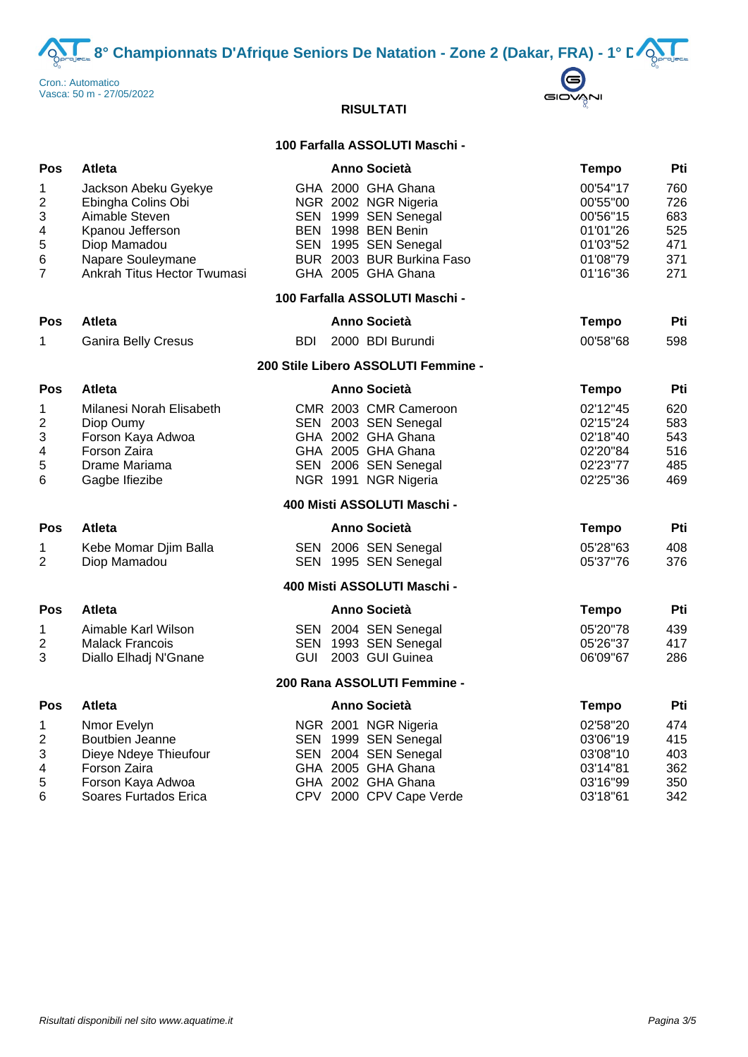# 8° Championnats D'Afrique Seniors De Natation - Zone 2 (Dakar, FRA) - 1° D

Cron.: Automatico
Vasca: 50 m - 27/05/2022

**RISULTATI**

### 100 Farfalla ASSOLUTI Maschi -

| Pos | Atleta | Anno | Società | Tempo | Pti |
|---|---|---|---|---|---|
| 1 | Jackson Abeku Gyekye | GHA 2000 | GHA Ghana | 00'54"17 | 760 |
| 2 | Ebingha Colins Obi | NGR 2002 | NGR Nigeria | 00'55"00 | 726 |
| 3 | Aimable Steven | SEN 1999 | SEN Senegal | 00'56"15 | 683 |
| 4 | Kpanou Jefferson | BEN 1998 | BEN Benin | 01'01"26 | 525 |
| 5 | Diop Mamadou | SEN 1995 | SEN Senegal | 01'03"52 | 471 |
| 6 | Napare Souleymane | BUR 2003 | BUR Burkina Faso | 01'08"79 | 371 |
| 7 | Ankrah Titus Hector Twumasi | GHA 2005 | GHA Ghana | 01'16"36 | 271 |

### 100 Farfalla ASSOLUTI Maschi -

| Pos | Atleta | Anno | Società | Tempo | Pti |
|---|---|---|---|---|---|
| 1 | Ganira Belly Cresus | BDI 2000 | BDI Burundi | 00'58"68 | 598 |

### 200 Stile Libero ASSOLUTI Femmine -

| Pos | Atleta | Anno | Società | Tempo | Pti |
|---|---|---|---|---|---|
| 1 | Milanesi Norah Elisabeth | CMR 2003 | CMR Cameroon | 02'12"45 | 620 |
| 2 | Diop Oumy | SEN 2003 | SEN Senegal | 02'15"24 | 583 |
| 3 | Forson Kaya Adwoa | GHA 2002 | GHA Ghana | 02'18"40 | 543 |
| 4 | Forson Zaira | GHA 2005 | GHA Ghana | 02'20"84 | 516 |
| 5 | Drame Mariama | SEN 2006 | SEN Senegal | 02'23"77 | 485 |
| 6 | Gagbe Ifiezibe | NGR 1991 | NGR Nigeria | 02'25"36 | 469 |

### 400 Misti ASSOLUTI Maschi -

| Pos | Atleta | Anno | Società | Tempo | Pti |
|---|---|---|---|---|---|
| 1 | Kebe Momar Djim Balla | SEN 2006 | SEN Senegal | 05'28"63 | 408 |
| 2 | Diop Mamadou | SEN 1995 | SEN Senegal | 05'37"76 | 376 |

### 400 Misti ASSOLUTI Maschi -

| Pos | Atleta | Anno | Società | Tempo | Pti |
|---|---|---|---|---|---|
| 1 | Aimable Karl Wilson | SEN 2004 | SEN Senegal | 05'20"78 | 439 |
| 2 | Malack Francois | SEN 1993 | SEN Senegal | 05'26"37 | 417 |
| 3 | Diallo Elhadj N'Gnane | GUI 2003 | GUI Guinea | 06'09"67 | 286 |

### 200 Rana ASSOLUTI Femmine -

| Pos | Atleta | Anno | Società | Tempo | Pti |
|---|---|---|---|---|---|
| 1 | Nmor Evelyn | NGR 2001 | NGR Nigeria | 02'58"20 | 474 |
| 2 | Boutbien Jeanne | SEN 1999 | SEN Senegal | 03'06"19 | 415 |
| 3 | Dieye Ndeye Thieufour | SEN 2004 | SEN Senegal | 03'08"10 | 403 |
| 4 | Forson Zaira | GHA 2005 | GHA Ghana | 03'14"81 | 362 |
| 5 | Forson Kaya Adwoa | GHA 2002 | GHA Ghana | 03'16"99 | 350 |
| 6 | Soares Furtados Erica | CPV 2000 | CPV Cape Verde | 03'18"61 | 342 |

*Risultati disponibili nel sito www.aquatime.it*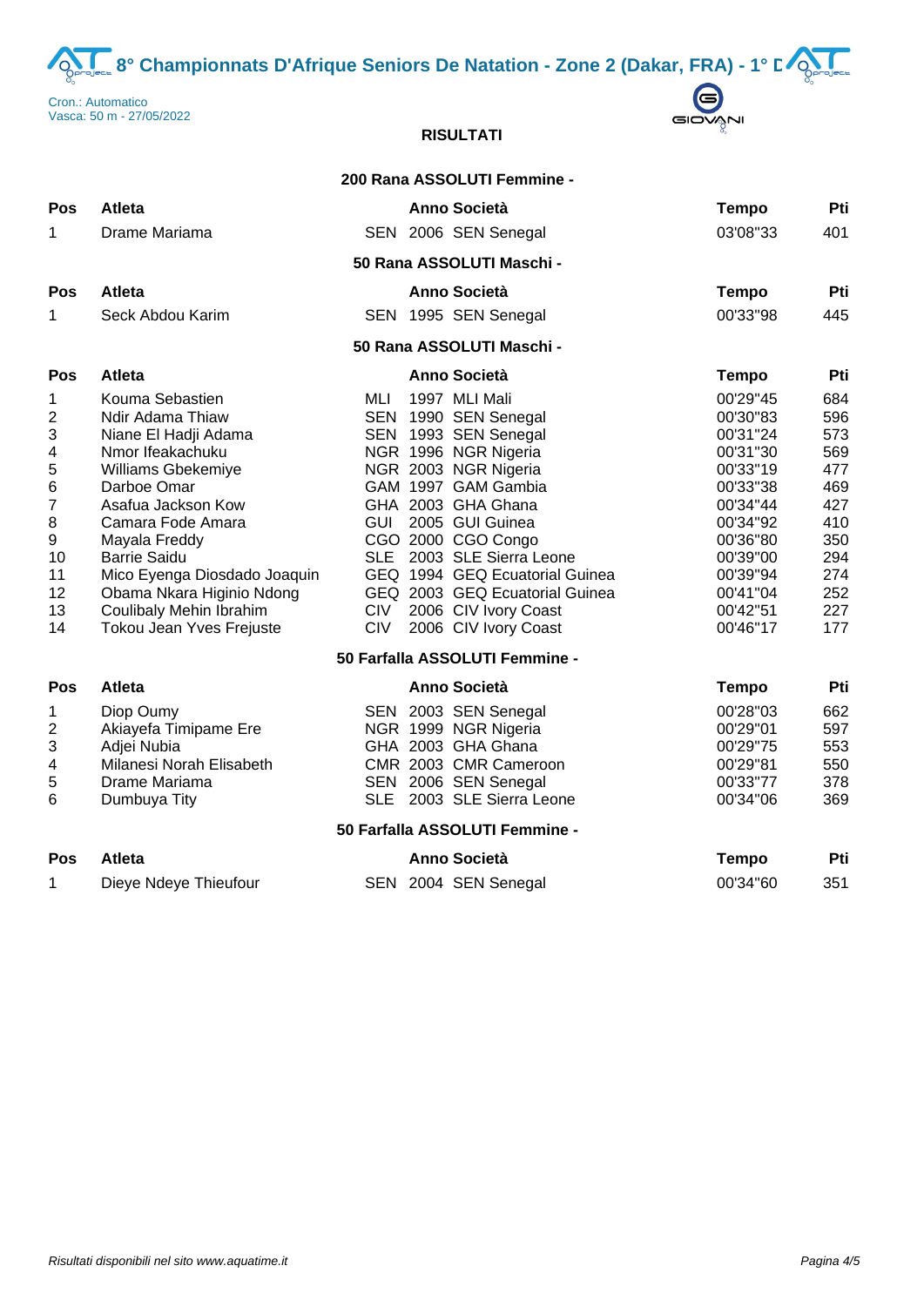# 8° Championnats D'Afrique Seniors De Natation - Zone 2 (Dakar, FRA) - 1° D

Cron.: Automatico
Vasca: 50 m - 27/05/2022

**RISULTATI**

### 200 Rana ASSOLUTI Femmine -

| Pos | Atleta | | Anno | Società | Tempo | Pti |
|---|---|---|---|---|---|---|
| 1 | Drame Mariama | SEN | 2006 | SEN Senegal | 03'08"33 | 401 |

### 50 Rana ASSOLUTI Maschi -

| Pos | Atleta | | Anno | Società | Tempo | Pti |
|---|---|---|---|---|---|---|
| 1 | Seck Abdou Karim | SEN | 1995 | SEN Senegal | 00'33"98 | 445 |

### 50 Rana ASSOLUTI Maschi -

| Pos | Atleta | | Anno | Società | Tempo | Pti |
|---|---|---|---|---|---|---|
| 1 | Kouma Sebastien | MLI | 1997 | MLI Mali | 00'29"45 | 684 |
| 2 | Ndir Adama Thiaw | SEN | 1990 | SEN Senegal | 00'30"83 | 596 |
| 3 | Niane El Hadji Adama | SEN | 1993 | SEN Senegal | 00'31"24 | 573 |
| 4 | Nmor Ifeakachuku | NGR | 1996 | NGR Nigeria | 00'31"30 | 569 |
| 5 | Williams Gbekemiye | NGR | 2003 | NGR Nigeria | 00'33"19 | 477 |
| 6 | Darboe Omar | GAM | 1997 | GAM Gambia | 00'33"38 | 469 |
| 7 | Asafua Jackson Kow | GHA | 2003 | GHA Ghana | 00'34"44 | 427 |
| 8 | Camara Fode Amara | GUI | 2005 | GUI Guinea | 00'34"92 | 410 |
| 9 | Mayala Freddy | CGO | 2000 | CGO Congo | 00'36"80 | 350 |
| 10 | Barrie Saidu | SLE | 2003 | SLE Sierra Leone | 00'39"00 | 294 |
| 11 | Mico Eyenga Diosdado Joaquin | GEQ | 1994 | GEQ Ecuatorial Guinea | 00'39"94 | 274 |
| 12 | Obama Nkara Higinio Ndong | GEQ | 2003 | GEQ Ecuatorial Guinea | 00'41"04 | 252 |
| 13 | Coulibaly Mehin Ibrahim | CIV | 2006 | CIV Ivory Coast | 00'42"51 | 227 |
| 14 | Tokou Jean Yves Frejuste | CIV | 2006 | CIV Ivory Coast | 00'46"17 | 177 |

### 50 Farfalla ASSOLUTI Femmine -

| Pos | Atleta | | Anno | Società | Tempo | Pti |
|---|---|---|---|---|---|---|
| 1 | Diop Oumy | SEN | 2003 | SEN Senegal | 00'28"03 | 662 |
| 2 | Akiayefa Timipame Ere | NGR | 1999 | NGR Nigeria | 00'29"01 | 597 |
| 3 | Adjei Nubia | GHA | 2003 | GHA Ghana | 00'29"75 | 553 |
| 4 | Milanesi Norah Elisabeth | CMR | 2003 | CMR Cameroon | 00'29"81 | 550 |
| 5 | Drame Mariama | SEN | 2006 | SEN Senegal | 00'33"77 | 378 |
| 6 | Dumbuya Tity | SLE | 2003 | SLE Sierra Leone | 00'34"06 | 369 |

### 50 Farfalla ASSOLUTI Femmine -

| Pos | Atleta | | Anno | Società | Tempo | Pti |
|---|---|---|---|---|---|---|
| 1 | Dieye Ndeye Thieufour | SEN | 2004 | SEN Senegal | 00'34"60 | 351 |

*Risultati disponibili nel sito www.aquatime.it*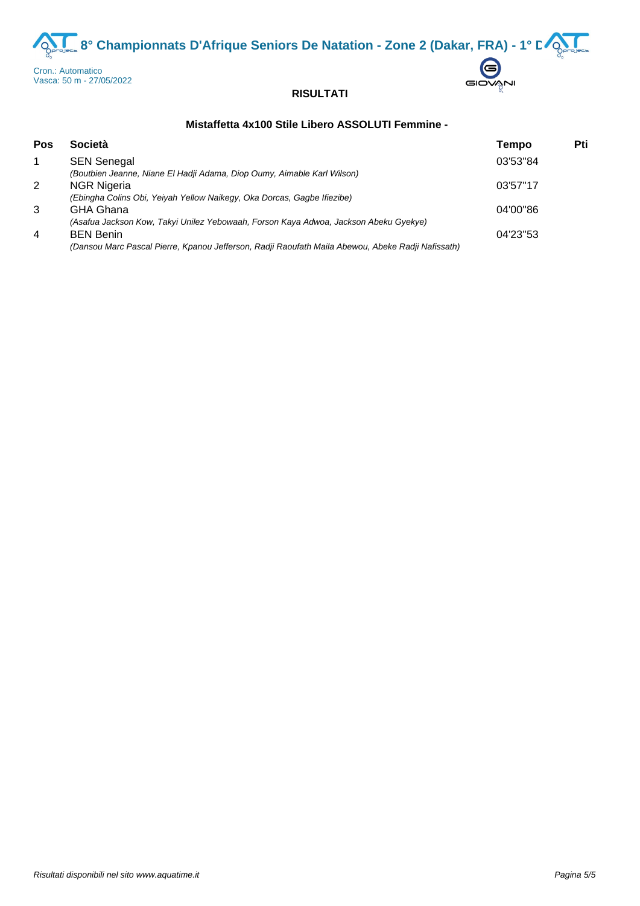# 8° Championnats D'Afrique Seniors De Natation - Zone 2 (Dakar, FRA) - 1° D

Cron.: Automatico
Vasca: 50 m - 27/05/2022

## RISULTATI

### Mistaffetta 4x100 Stile Libero ASSOLUTI Femmine -

| Pos | Società | Tempo | Pti |
|---|---|---|---|
| 1 | SEN Senegal<br>*(Boutbien Jeanne, Niane El Hadji Adama, Diop Oumy, Aimable Karl Wilson)* | 03'53"84 | |
| 2 | NGR Nigeria<br>*(Ebingha Colins Obi, Yeiyah Yellow Naikegy, Oka Dorcas, Gagbe Ifiezibe)* | 03'57"17 | |
| 3 | GHA Ghana<br>*(Asafua Jackson Kow, Takyi Unilez Yebowaah, Forson Kaya Adwoa, Jackson Abeku Gyekye)* | 04'00"86 | |
| 4 | BEN Benin<br>*(Dansou Marc Pascal Pierre, Kpanou Jefferson, Radji Raoufath Maila Abewou, Abeke Radji Nafissath)* | 04'23"53 | |

*Risultati disponibili nel sito www.aquatime.it*